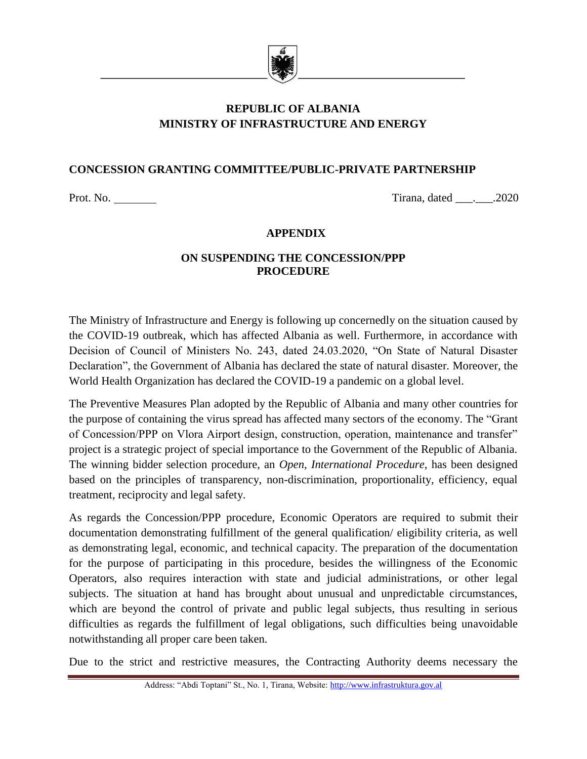**REPUBLIC OF ALBANIA**
**MINISTRY OF INFRASTRUCTURE AND ENERGY**

**CONCESSION GRANTING COMMITTEE/PUBLIC-PRIVATE PARTNERSHIP**

Prot. No. ________ Tirana, dated ___.___.2020

## APPENDIX

## ON SUSPENDING THE CONCESSION/PPP PROCEDURE

The Ministry of Infrastructure and Energy is following up concernedly on the situation caused by the COVID-19 outbreak, which has affected Albania as well. Furthermore, in accordance with Decision of Council of Ministers No. 243, dated 24.03.2020, "On State of Natural Disaster Declaration", the Government of Albania has declared the state of natural disaster. Moreover, the World Health Organization has declared the COVID-19 a pandemic on a global level.

The Preventive Measures Plan adopted by the Republic of Albania and many other countries for the purpose of containing the virus spread has affected many sectors of the economy. The "Grant of Concession/PPP on Vlora Airport design, construction, operation, maintenance and transfer" project is a strategic project of special importance to the Government of the Republic of Albania. The winning bidder selection procedure, an *Open, International Procedure*, has been designed based on the principles of transparency, non-discrimination, proportionality, efficiency, equal treatment, reciprocity and legal safety.

As regards the Concession/PPP procedure, Economic Operators are required to submit their documentation demonstrating fulfillment of the general qualification/ eligibility criteria, as well as demonstrating legal, economic, and technical capacity. The preparation of the documentation for the purpose of participating in this procedure, besides the willingness of the Economic Operators, also requires interaction with state and judicial administrations, or other legal subjects. The situation at hand has brought about unusual and unpredictable circumstances, which are beyond the control of private and public legal subjects, thus resulting in serious difficulties as regards the fulfillment of legal obligations, such difficulties being unavoidable notwithstanding all proper care been taken.

Due to the strict and restrictive measures, the Contracting Authority deems necessary the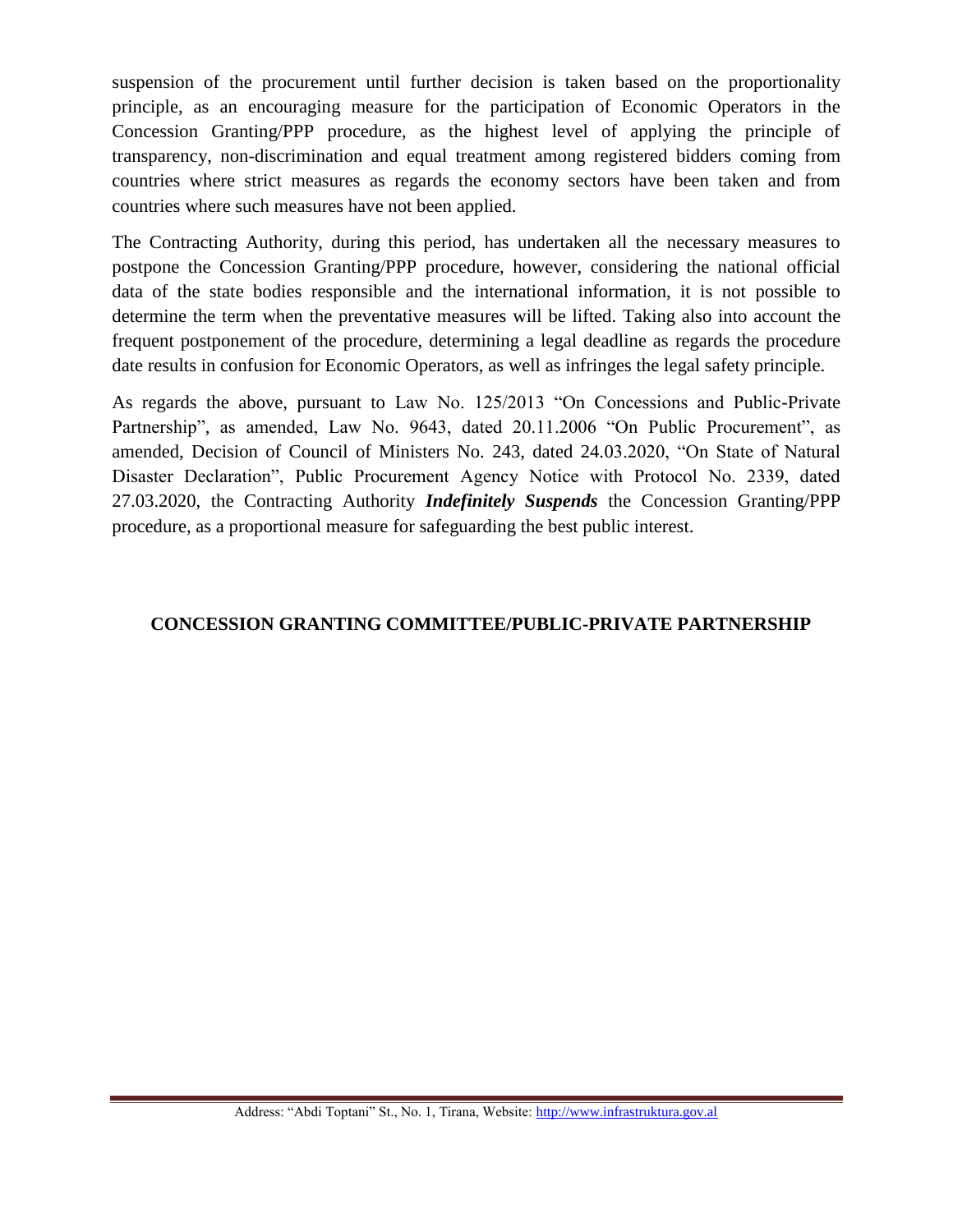suspension of the procurement until further decision is taken based on the proportionality principle, as an encouraging measure for the participation of Economic Operators in the Concession Granting/PPP procedure, as the highest level of applying the principle of transparency, non-discrimination and equal treatment among registered bidders coming from countries where strict measures as regards the economy sectors have been taken and from countries where such measures have not been applied.

The Contracting Authority, during this period, has undertaken all the necessary measures to postpone the Concession Granting/PPP procedure, however, considering the national official data of the state bodies responsible and the international information, it is not possible to determine the term when the preventative measures will be lifted. Taking also into account the frequent postponement of the procedure, determining a legal deadline as regards the procedure date results in confusion for Economic Operators, as well as infringes the legal safety principle.

As regards the above, pursuant to Law No. 125/2013 "On Concessions and Public-Private Partnership", as amended, Law No. 9643, dated 20.11.2006 "On Public Procurement", as amended, Decision of Council of Ministers No. 243, dated 24.03.2020, "On State of Natural Disaster Declaration", Public Procurement Agency Notice with Protocol No. 2339, dated 27.03.2020, the Contracting Authority ***Indefinitely Suspends*** the Concession Granting/PPP procedure, as a proportional measure for safeguarding the best public interest.

**CONCESSION GRANTING COMMITTEE/PUBLIC-PRIVATE PARTNERSHIP**

Address: "Abdi Toptani" St., No. 1, Tirana, Website: http://www.infrastruktura.gov.al